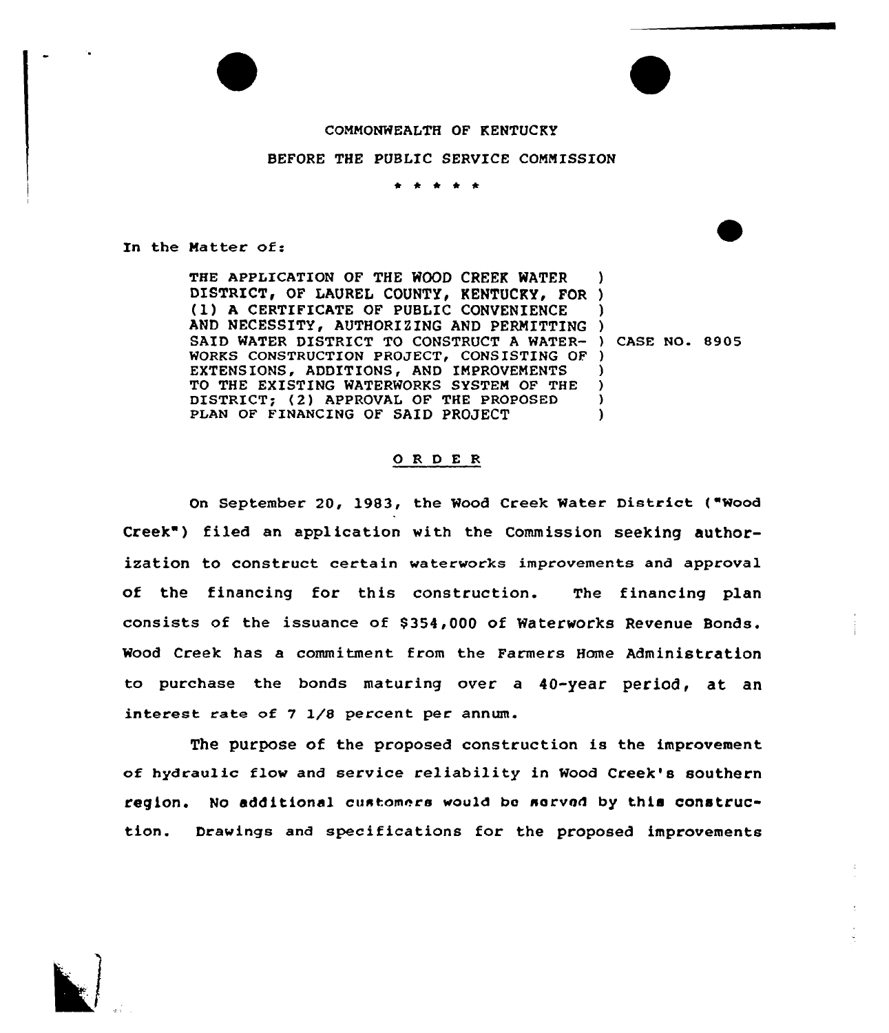COMMONWEALTH OF KENTUCKY

BEFORE THE PUBLIC SERVICE COMMISSION

\* \* \* \* \*

In the Matter of:

| | | |
|---|---|---|
| THE APPLICATION OF THE WOOD CREEK WATER DISTRICT, OF LAUREL COUNTY, KENTUCKY, FOR (1) A CERTIFICATE OF PUBLIC CONVENIENCE AND NECESSITY, AUTHORIZING AND PERMITTING SAID WATER DISTRICT TO CONSTRUCT A WATERWORKS CONSTRUCTION PROJECT, CONSISTING OF EXTENSIONS, ADDITIONS, AND IMPROVEMENTS TO THE EXISTING WATERWORKS SYSTEM OF THE DISTRICT; (2) APPROVAL OF THE PROPOSED PLAN OF FINANCING OF SAID PROJECT | ) | CASE NO. 8905 |

## ORDER

On September 20, 1983, the Wood Creek Water District ("Wood Creek") filed an application with the Commission seeking authorization to construct certain waterworks improvements and approval of the financing for this construction. The financing plan consists of the issuance of $354,000 of Waterworks Revenue Bonds. Wood Creek has a commitment from the Farmers Home Administration to purchase the bonds maturing over a 40-year period, at an interest rate of 7 1/8 percent per annum.

The purpose of the proposed construction is the improvement of hydraulic flow and service reliability in Wood Creek's southern region. No additional customers would be served by this construction. Drawings and specifications for the proposed improvements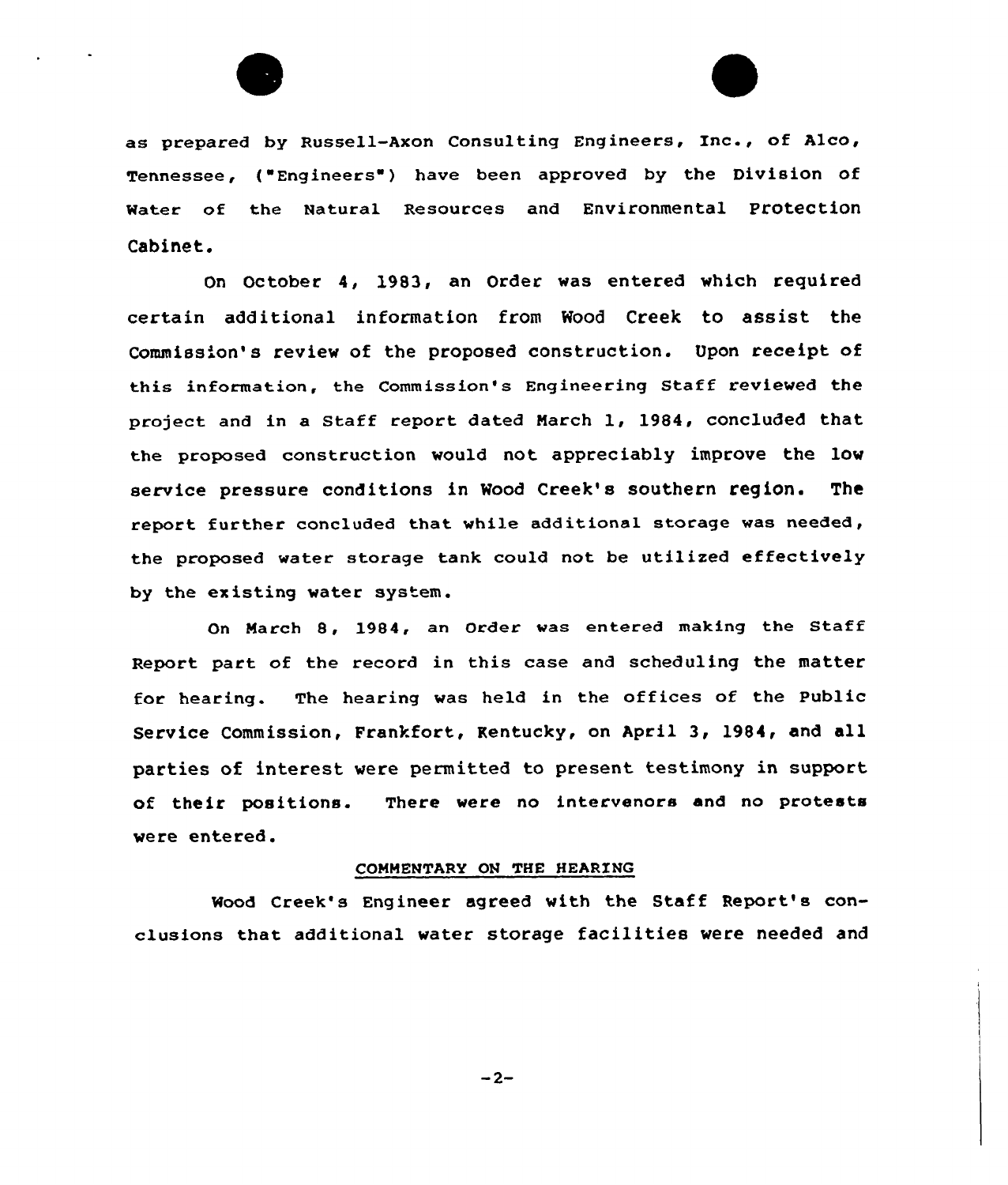as prepared by Russell-Axon Consulting Engineers, Inc., of Alco, Tennessee, ("Engineers") have been approved by the Division of Water of the Natural Resources and Environmental Protection Cabinet.

On October 4, 1983, an Order was entered which required certain additional information from Wood Creek to assist the Commission's review of the proposed construction. Upon receipt of this information, the Commission's Engineering Staff reviewed the project and in a Staff report dated March 1, 1984, concluded that the proposed construction would not appreciably improve the low service pressure conditions in Wood Creek's southern region. The report further concluded that while additional storage was needed, the proposed water storage tank could not be utilized effectively by the existing water system.

On March 8, 1984, an Order was entered making the Staff Report part of the record in this case and scheduling the matter for hearing. The hearing was held in the offices of the Public Service Commission, Frankfort, Kentucky, on April 3, 1984, and all parties of interest were permitted to present testimony in support of their positions. There were no intervenors and no protests were entered.

COMMENTARY ON THE HEARING

Wood Creek's Engineer agreed with the Staff Report's conclusions that additional water storage facilities were needed and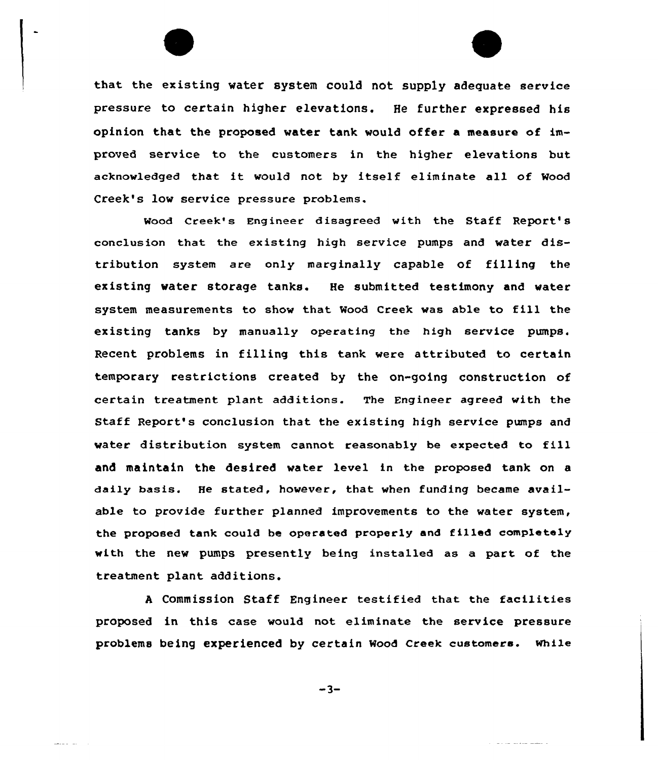that the existing water system could not supply adequate service pressure to certain higher elevations. He further expressed his opinion that the proposed water tank would offer a measure of improved service to the customers in the higher elevations but acknowledged that it would not by itself eliminate all of Wood Creek's low service pressure problems.

Wood Creek's Engineer disagreed with the Staff Report's conclusion that the existing high service pumps and water distribution system are only marginally capable of filling the existing water storage tanks. He submitted testimony and water system measurements to show that Wood Creek was able to fill the existing tanks by manually operating the high service pumps. Recent problems in filling this tank were attributed to certain temporary restrictions created by the on-going construction of certain treatment plant additions. The Engineer agreed with the Staff Report's conclusion that the existing high service pumps and water distribution system cannot reasonably be expected to fill and maintain the desired water level in the proposed tank on a daily basis. He stated, however, that when funding became available to provide further planned improvements to the water system, the proposed tank could be operated properly and filled completely with the new pumps presently being installed as a part of the treatment plant additions.

A Commission Staff Engineer testified that the facilities proposed in this case would not eliminate the service pressure problems being experienced by certain Wood Creek customers. While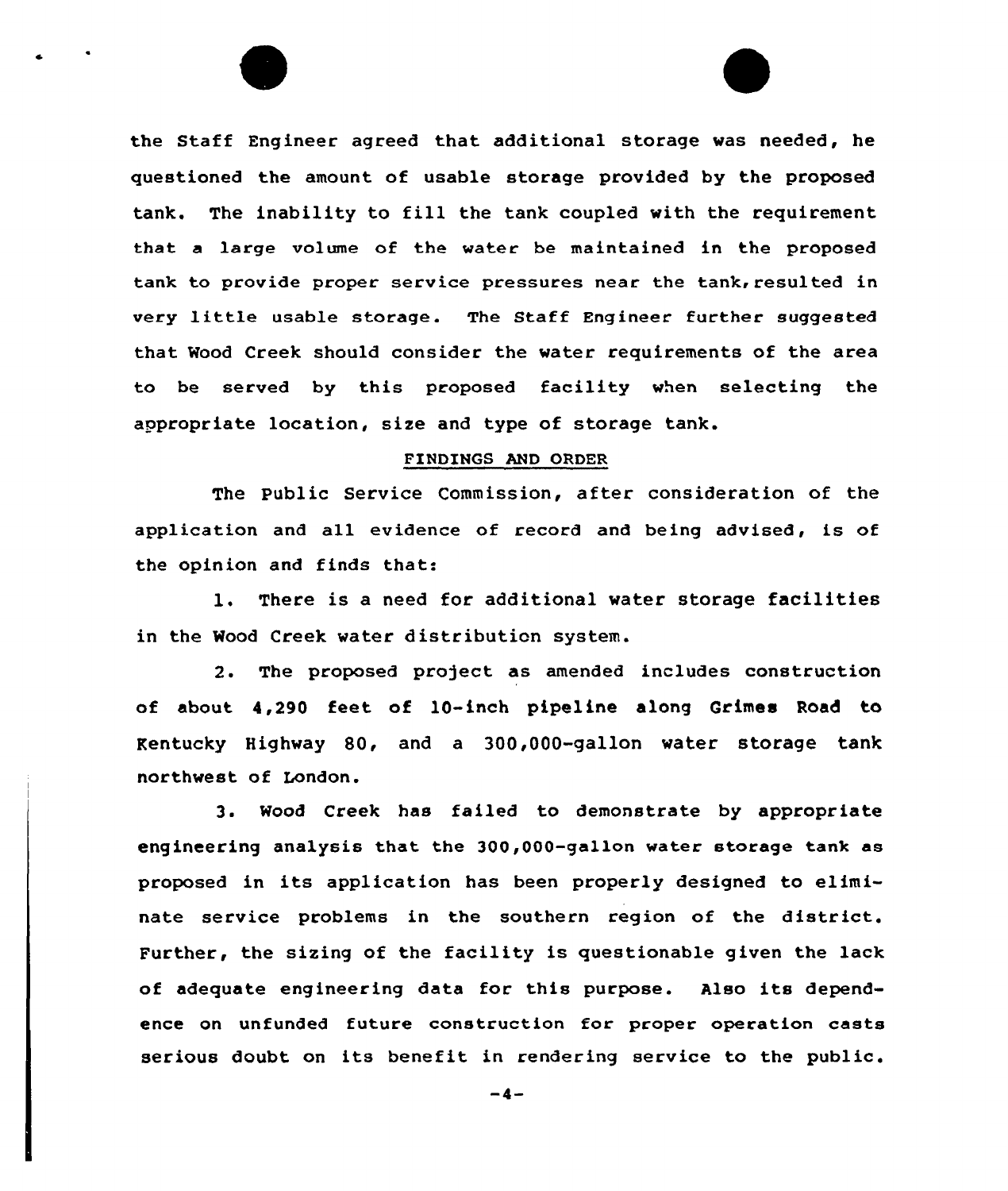the Staff Engineer agreed that additional storage was needed, he questioned the amount of usable storage provided by the proposed tank. The inability to fill the tank coupled with the requirement that a large volume of the water be maintained in the proposed tank to provide proper service pressures near the tank, resulted in very little usable storage. The Staff Engineer further suggested that Wood Creek should consider the water requirements of the area to be served by this proposed facility when selecting the appropriate location, size and type of storage tank.

## FINDINGS AND ORDER

The Public Service Commission, after consideration of the application and all evidence of record and being advised, is of the opinion and finds that:

1. There is a need for additional water storage facilities in the Wood Creek water distribution system.

2. The proposed project as amended includes construction of about 4,290 feet of 10-inch pipeline along Grimes Road to Kentucky Highway 80, and a 300,000-gallon water storage tank northwest of London.

3. Wood Creek has failed to demonstrate by appropriate engineering analysis that the 300,000-gallon water storage tank as proposed in its application has been properly designed to eliminate service problems in the southern region of the district. Further, the sizing of the facility is questionable given the lack of adequate engineering data for this purpose. Also its dependence on unfunded future construction for proper operation casts serious doubt on its benefit in rendering service to the public.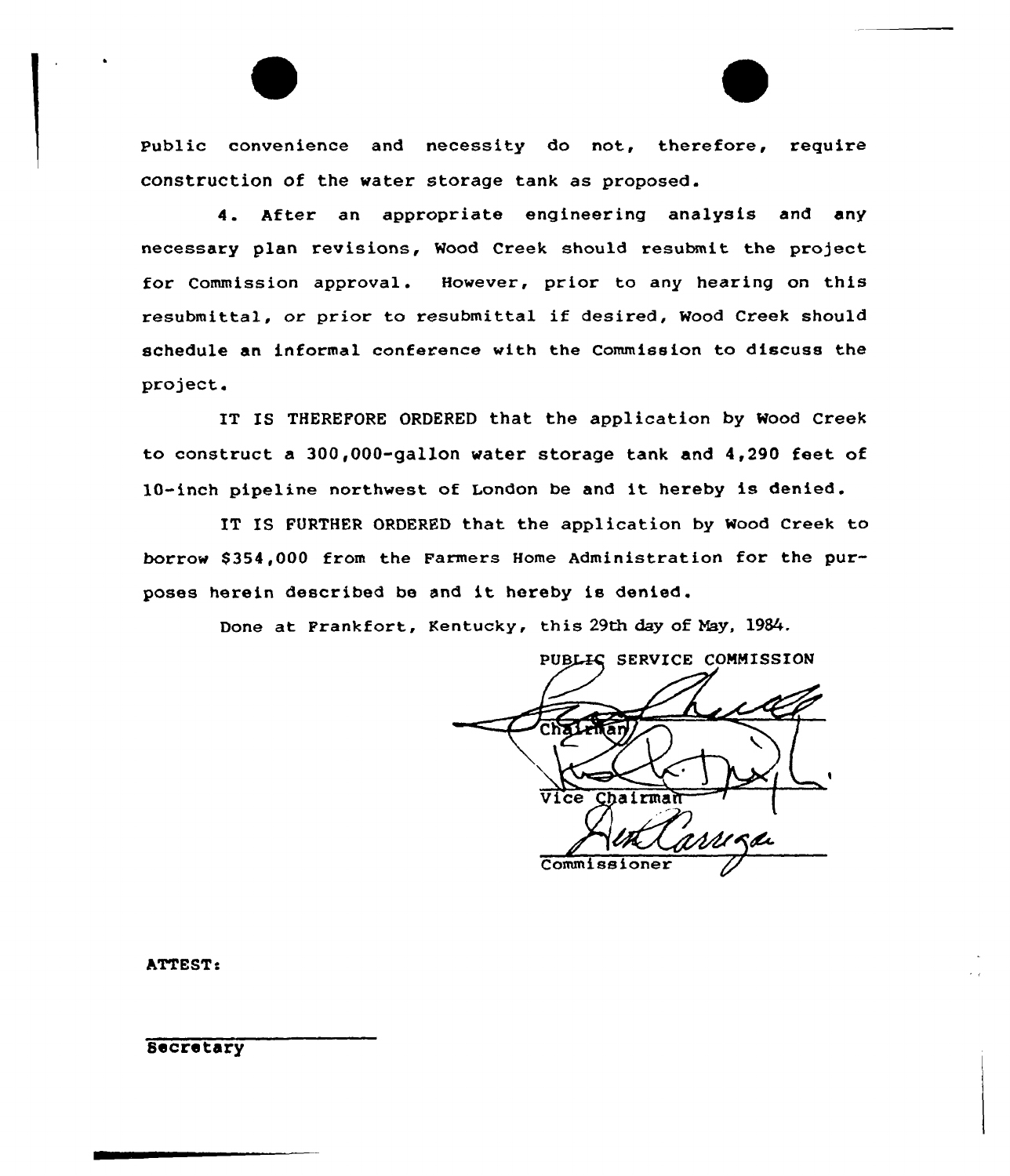Public convenience and necessity do not, therefore, require construction of the water storage tank as proposed.

4. After an appropriate engineering analysis and any necessary plan revisions, Wood Creek should resubmit the project for Commission approval. However, prior to any hearing on this resubmittal, or prior to resubmittal if desired, Wood Creek should schedule an informal conference with the Commission to discuss the project.

IT IS THEREFORE ORDERED that the application by Wood Creek to construct a 300,000-gallon water storage tank and 4,290 feet of 10-inch pipeline northwest of London be and it hereby is denied.

IT IS FURTHER ORDERED that the application by Wood Creek to borrow $354,000 from the Farmers Home Administration for the purposes herein described be and it hereby is denied.

Done at Frankfort, Kentucky, this 29th day of May, 1984.

PUBLIC SERVICE COMMISSION

Chairman

Vice Chairman

Commissioner

ATTEST:

Secretary